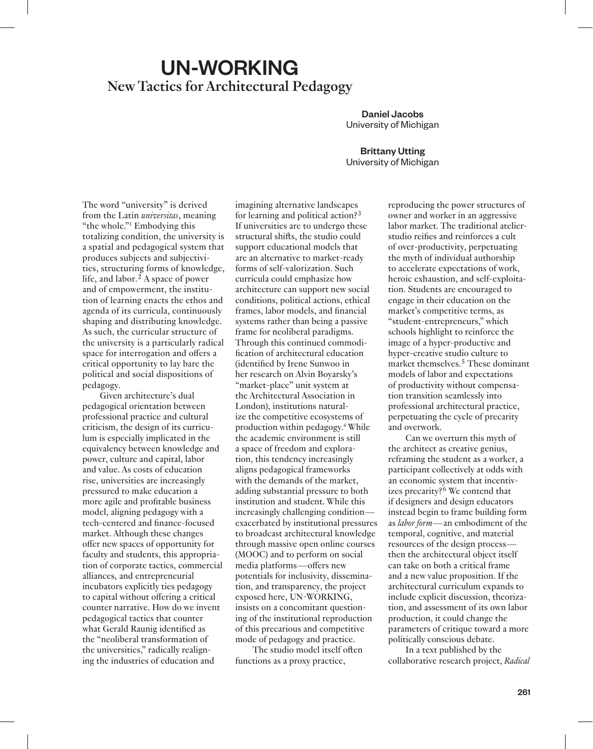# UN-WORKING

## New Tactics for Architectural Pedagogy

**Daniel Jacobs**
University of Michigan

**Brittany Utting**
University of Michigan

The word "university" is derived from the Latin *universitas*, meaning "the whole."[1] Embodying this totalizing condition, the university is a spatial and pedagogical system that produces subjects and subjectivities, structuring forms of knowledge, life, and labor.[2] A space of power and of empowerment, the institution of learning enacts the ethos and agenda of its curricula, continuously shaping and distributing knowledge. As such, the curricular structure of the university is a particularly radical space for interrogation and offers a critical opportunity to lay bare the political and social dispositions of pedagogy.

Given architecture's dual pedagogical orientation between professional practice and cultural criticism, the design of its curriculum is especially implicated in the equivalency between knowledge and power, culture and capital, labor and value. As costs of education rise, universities are increasingly pressured to make education a more agile and profitable business model, aligning pedagogy with a tech-centered and finance-focused market. Although these changes offer new spaces of opportunity for faculty and students, this appropriation of corporate tactics, commercial alliances, and entrepreneurial incubators explicitly ties pedagogy to capital without offering a critical counter narrative. How do we invent pedagogical tactics that counter what Gerald Raunig identified as the "neoliberal transformation of the universities," radically realigning the industries of education and imagining alternative landscapes for learning and political action?[3] If universities are to undergo these structural shifts, the studio could support educational models that are an alternative to market-ready forms of self-valorization. Such curricula could emphasize how architecture can support new social conditions, political actions, ethical frames, labor models, and financial systems rather than being a passive frame for neoliberal paradigms. Through this continued commodification of architectural education (identified by Irene Sunwoo in her research on Alvin Boyarsky's "market-place" unit system at the Architectural Association in London), institutions naturalize the competitive ecosystems of production within pedagogy.[4] While the academic environment is still a space of freedom and exploration, this tendency increasingly aligns pedagogical frameworks with the demands of the market, adding substantial pressure to both institution and student. While this increasingly challenging condition—exacerbated by institutional pressures to broadcast architectural knowledge through massive open online courses (MOOC) and to perform on social media platforms—offers new potentials for inclusivity, dissemination, and transparency, the project exposed here, UN-WORKING, insists on a concomitant questioning of the institutional reproduction of this precarious and competitive mode of pedagogy and practice.

The studio model itself often functions as a proxy practice, reproducing the power structures of owner and worker in an aggressive labor market. The traditional atelier-studio reifies and reinforces a cult of over-productivity, perpetuating the myth of individual authorship to accelerate expectations of work, heroic exhaustion, and self-exploitation. Students are encouraged to engage in their education on the market's competitive terms, as "student-entrepreneurs," which schools highlight to reinforce the image of a hyper-productive and hyper-creative studio culture to market themselves.[5] These dominant models of labor and expectations of productivity without compensation transition seamlessly into professional architectural practice, perpetuating the cycle of precarity and overwork.

Can we overturn this myth of the architect as creative genius, reframing the student as a worker, a participant collectively at odds with an economic system that incentivizes precarity?[6] We contend that if designers and design educators instead begin to frame building form as *labor form*—an embodiment of the temporal, cognitive, and material resources of the design process—then the architectural object itself can take on both a critical frame and a new value proposition. If the architectural curriculum expands to include explicit discussion, theorization, and assessment of its own labor production, it could change the parameters of critique toward a more politically conscious debate.

In a text published by the collaborative research project, *Radical*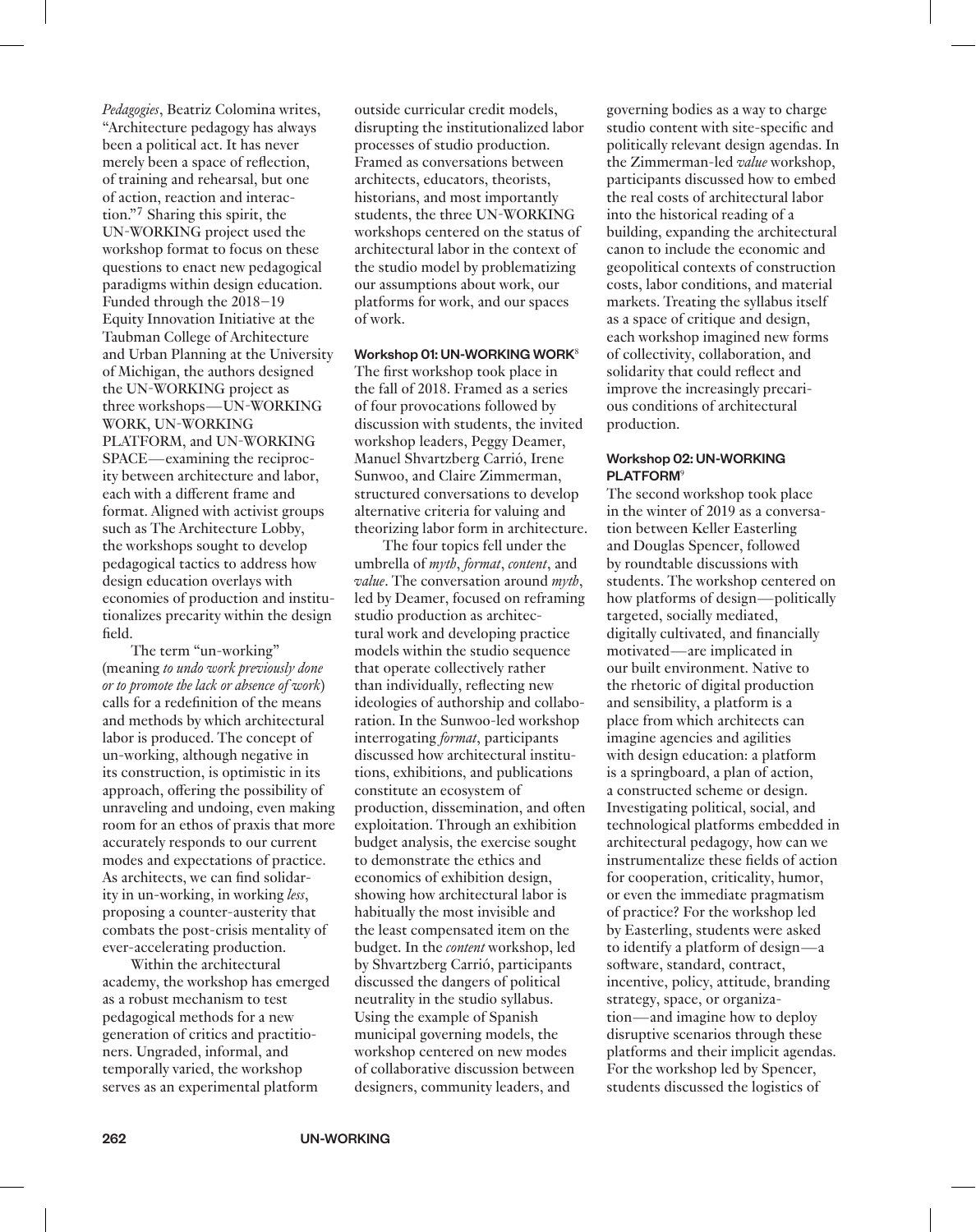*Pedagogies*, Beatriz Colomina writes, "Architecture pedagogy has always been a political act. It has never merely been a space of reflection, of training and rehearsal, but one of action, reaction and interaction."[7] Sharing this spirit, the UN-WORKING project used the workshop format to focus on these questions to enact new pedagogical paradigms within design education. Funded through the 2018–19 Equity Innovation Initiative at the Taubman College of Architecture and Urban Planning at the University of Michigan, the authors designed the UN-WORKING project as three workshops—UN-WORKING WORK, UN-WORKING PLATFORM, and UN-WORKING SPACE—examining the reciprocity between architecture and labor, each with a different frame and format. Aligned with activist groups such as The Architecture Lobby, the workshops sought to develop pedagogical tactics to address how design education overlays with economies of production and institutionalizes precarity within the design field.

The term "un-working" (meaning *to undo work previously done or to promote the lack or absence of work*) calls for a redefinition of the means and methods by which architectural labor is produced. The concept of un-working, although negative in its construction, is optimistic in its approach, offering the possibility of unraveling and undoing, even making room for an ethos of praxis that more accurately responds to our current modes and expectations of practice. As architects, we can find solidarity in un-working, in working *less*, proposing a counter-austerity that combats the post-crisis mentality of ever-accelerating production.

Within the architectural academy, the workshop has emerged as a robust mechanism to test pedagogical methods for a new generation of critics and practitioners. Ungraded, informal, and temporally varied, the workshop serves as an experimental platform outside curricular credit models, disrupting the institutionalized labor processes of studio production. Framed as conversations between architects, educators, theorists, historians, and most importantly students, the three UN-WORKING workshops centered on the status of architectural labor in the context of the studio model by problematizing our assumptions about work, our platforms for work, and our spaces of work.

### Workshop 01: UN-WORKING WORK[8]

The first workshop took place in the fall of 2018. Framed as a series of four provocations followed by discussion with students, the invited workshop leaders, Peggy Deamer, Manuel Shvartzberg Carrió, Irene Sunwoo, and Claire Zimmerman, structured conversations to develop alternative criteria for valuing and theorizing labor form in architecture.

The four topics fell under the umbrella of *myth*, *format*, *content*, and *value*. The conversation around *myth*, led by Deamer, focused on reframing studio production as architectural work and developing practice models within the studio sequence that operate collectively rather than individually, reflecting new ideologies of authorship and collaboration. In the Sunwoo-led workshop interrogating *format*, participants discussed how architectural institutions, exhibitions, and publications constitute an ecosystem of production, dissemination, and often exploitation. Through an exhibition budget analysis, the exercise sought to demonstrate the ethics and economics of exhibition design, showing how architectural labor is habitually the most invisible and the least compensated item on the budget. In the *content* workshop, led by Shvartzberg Carrió, participants discussed the dangers of political neutrality in the studio syllabus. Using the example of Spanish municipal governing models, the workshop centered on new modes of collaborative discussion between designers, community leaders, and governing bodies as a way to charge studio content with site-specific and politically relevant design agendas. In the Zimmerman-led *value* workshop, participants discussed how to embed the real costs of architectural labor into the historical reading of a building, expanding the architectural canon to include the economic and geopolitical contexts of construction costs, labor conditions, and material markets. Treating the syllabus itself as a space of critique and design, each workshop imagined new forms of collectivity, collaboration, and solidarity that could reflect and improve the increasingly precarious conditions of architectural production.

### Workshop 02: UN-WORKING PLATFORM[9]

The second workshop took place in the winter of 2019 as a conversation between Keller Easterling and Douglas Spencer, followed by roundtable discussions with students. The workshop centered on how platforms of design—politically targeted, socially mediated, digitally cultivated, and financially motivated—are implicated in our built environment. Native to the rhetoric of digital production and sensibility, a platform is a place from which architects can imagine agencies and agilities with design education: a platform is a springboard, a plan of action, a constructed scheme or design. Investigating political, social, and technological platforms embedded in architectural pedagogy, how can we instrumentalize these fields of action for cooperation, criticality, humor, or even the immediate pragmatism of practice? For the workshop led by Easterling, students were asked to identify a platform of design—a software, standard, contract, incentive, policy, attitude, branding strategy, space, or organization—and imagine how to deploy disruptive scenarios through these platforms and their implicit agendas. For the workshop led by Spencer, students discussed the logistics of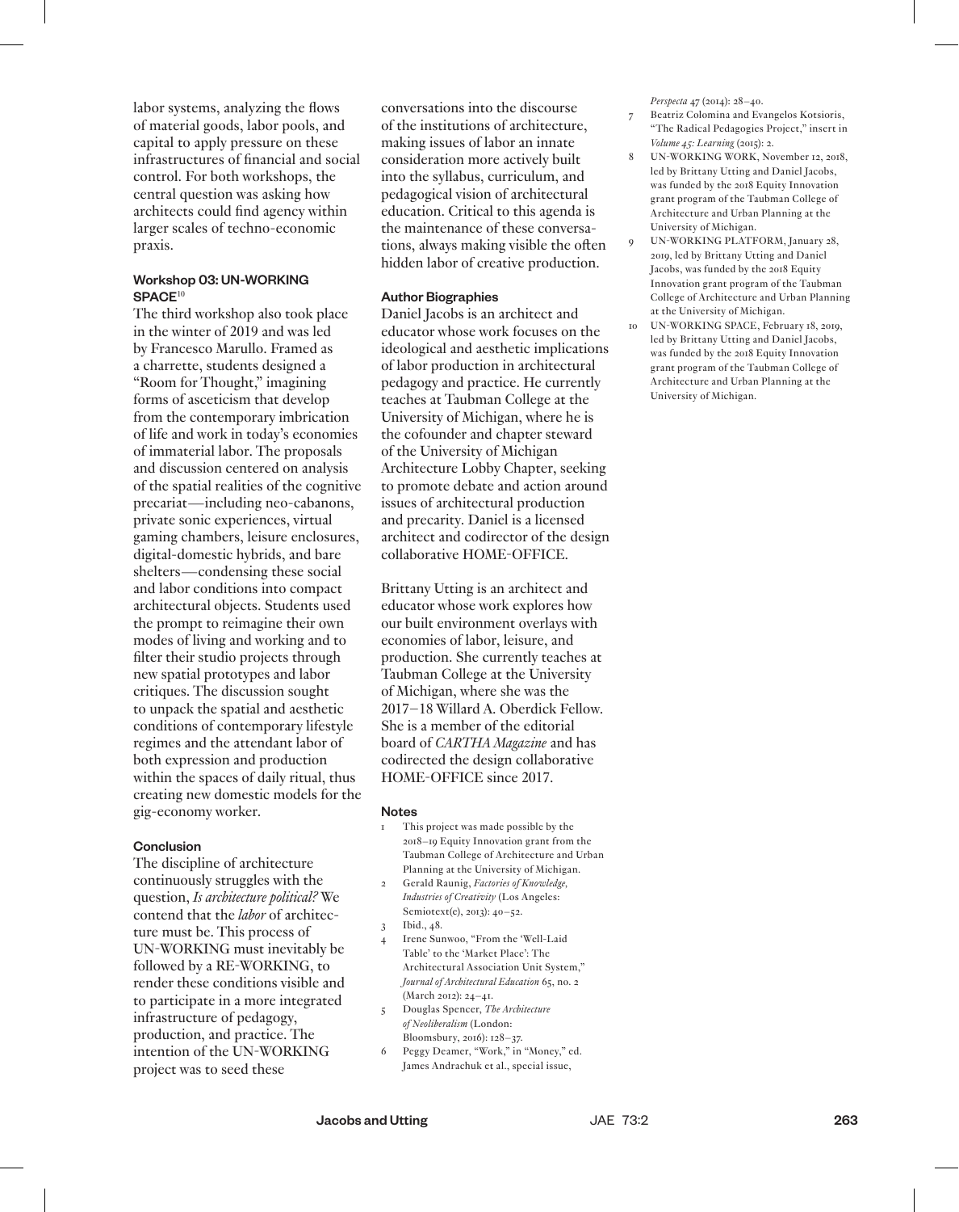labor systems, analyzing the flows of material goods, labor pools, and capital to apply pressure on these infrastructures of financial and social control. For both workshops, the central question was asking how architects could find agency within larger scales of techno-economic praxis.

### Workshop 03: UN-WORKING SPACE[10]

The third workshop also took place in the winter of 2019 and was led by Francesco Marullo. Framed as a charrette, students designed a "Room for Thought," imagining forms of asceticism that develop from the contemporary imbrication of life and work in today's economies of immaterial labor. The proposals and discussion centered on analysis of the spatial realities of the cognitive precariat—including neo-cabanons, private sonic experiences, virtual gaming chambers, leisure enclosures, digital-domestic hybrids, and bare shelters—condensing these social and labor conditions into compact architectural objects. Students used the prompt to reimagine their own modes of living and working and to filter their studio projects through new spatial prototypes and labor critiques. The discussion sought to unpack the spatial and aesthetic conditions of contemporary lifestyle regimes and the attendant labor of both expression and production within the spaces of daily ritual, thus creating new domestic models for the gig-economy worker.

### Conclusion

The discipline of architecture continuously struggles with the question, *Is architecture political?* We contend that the *labor* of architecture must be. This process of UN-WORKING must inevitably be followed by a RE-WORKING, to render these conditions visible and to participate in a more integrated infrastructure of pedagogy, production, and practice. The intention of the UN-WORKING project was to seed these conversations into the discourse of the institutions of architecture, making issues of labor an innate consideration more actively built into the syllabus, curriculum, and pedagogical vision of architectural education. Critical to this agenda is the maintenance of these conversations, always making visible the often hidden labor of creative production.

### Author Biographies

Daniel Jacobs is an architect and educator whose work focuses on the ideological and aesthetic implications of labor production in architectural pedagogy and practice. He currently teaches at Taubman College at the University of Michigan, where he is the cofounder and chapter steward of the University of Michigan Architecture Lobby Chapter, seeking to promote debate and action around issues of architectural production and precarity. Daniel is a licensed architect and codirector of the design collaborative HOME-OFFICE.

Brittany Utting is an architect and educator whose work explores how our built environment overlays with economies of labor, leisure, and production. She currently teaches at Taubman College at the University of Michigan, where she was the 2017–18 Willard A. Oberdick Fellow. She is a member of the editorial board of *CARTHA Magazine* and has codirected the design collaborative HOME-OFFICE since 2017.

### Notes

1. This project was made possible by the 2018–19 Equity Innovation grant from the Taubman College of Architecture and Urban Planning at the University of Michigan.
2. Gerald Raunig, *Factories of Knowledge, Industries of Creativity* (Los Angeles: Semiotext(e), 2013): 40–52.
3. Ibid., 48.
4. Irene Sunwoo, "From the 'Well-Laid Table' to the 'Market Place': The Architectural Association Unit System," *Journal of Architectural Education* 65, no. 2 (March 2012): 24–41.
5. Douglas Spencer, *The Architecture of Neoliberalism* (London: Bloomsbury, 2016): 128–37.
6. Peggy Deamer, "Work," in "Money," ed. James Andrachuk et al., special issue, *Perspecta* 47 (2014): 28–40.
7. Beatriz Colomina and Evangelos Kotsioris, "The Radical Pedagogies Project," insert in *Volume 45: Learning* (2015): 2.
8. UN-WORKING WORK, November 12, 2018, led by Brittany Utting and Daniel Jacobs, was funded by the 2018 Equity Innovation grant program of the Taubman College of Architecture and Urban Planning at the University of Michigan.
9. UN-WORKING PLATFORM, January 28, 2019, led by Brittany Utting and Daniel Jacobs, was funded by the 2018 Equity Innovation grant program of the Taubman College of Architecture and Urban Planning at the University of Michigan.
10. UN-WORKING SPACE, February 18, 2019, led by Brittany Utting and Daniel Jacobs, was funded by the 2018 Equity Innovation grant program of the Taubman College of Architecture and Urban Planning at the University of Michigan.